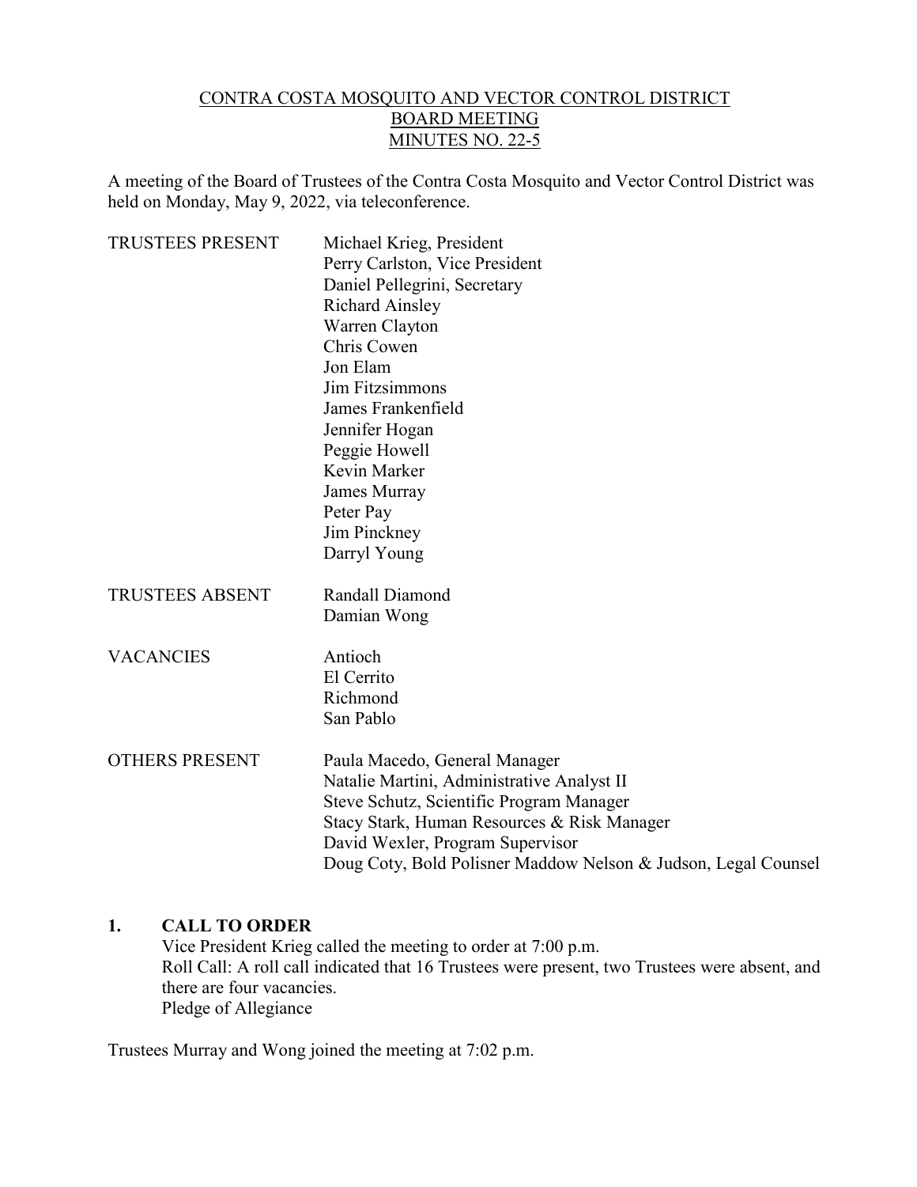<u>CONTRA COSTA MOSQUITO AND VECTOR CONTROL DISTRICT</u>
<u>BOARD MEETING</u>
<u>MINUTES NO. 22-5</u>

A meeting of the Board of Trustees of the Contra Costa Mosquito and Vector Control District was held on Monday, May 9, 2022, via teleconference.

| | |
|---|---|
| TRUSTEES PRESENT | Michael Krieg, President<br>Perry Carlston, Vice President<br>Daniel Pellegrini, Secretary<br>Richard Ainsley<br>Warren Clayton<br>Chris Cowen<br>Jon Elam<br>Jim Fitzsimmons<br>James Frankenfield<br>Jennifer Hogan<br>Peggie Howell<br>Kevin Marker<br>James Murray<br>Peter Pay<br>Jim Pinckney<br>Darryl Young |
| TRUSTEES ABSENT | Randall Diamond<br>Damian Wong |
| VACANCIES | Antioch<br>El Cerrito<br>Richmond<br>San Pablo |
| OTHERS PRESENT | Paula Macedo, General Manager<br>Natalie Martini, Administrative Analyst II<br>Steve Schutz, Scientific Program Manager<br>Stacy Stark, Human Resources & Risk Manager<br>David Wexler, Program Supervisor<br>Doug Coty, Bold Polisner Maddow Nelson & Judson, Legal Counsel |

## 1. CALL TO ORDER

Vice President Krieg called the meeting to order at 7:00 p.m.
Roll Call: A roll call indicated that 16 Trustees were present, two Trustees were absent, and there are four vacancies.
Pledge of Allegiance

Trustees Murray and Wong joined the meeting at 7:02 p.m.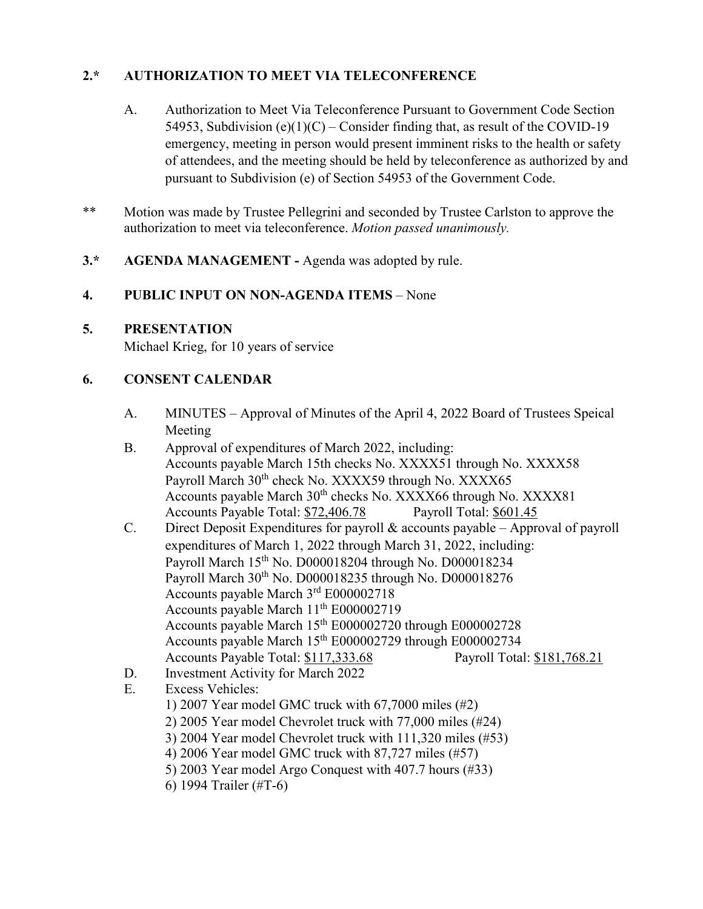**2.\* AUTHORIZATION TO MEET VIA TELECONFERENCE**

A. Authorization to Meet Via Teleconference Pursuant to Government Code Section 54953, Subdivision (e)(1)(C) – Consider finding that, as result of the COVID-19 emergency, meeting in person would present imminent risks to the health or safety of attendees, and the meeting should be held by teleconference as authorized by and pursuant to Subdivision (e) of Section 54953 of the Government Code.

** Motion was made by Trustee Pellegrini and seconded by Trustee Carlston to approve the authorization to meet via teleconference. *Motion passed unanimously.*

**3.\* AGENDA MANAGEMENT -** Agenda was adopted by rule.

**4. PUBLIC INPUT ON NON-AGENDA ITEMS** – None

**5. PRESENTATION**
Michael Krieg, for 10 years of service

**6. CONSENT CALENDAR**

A. MINUTES – Approval of Minutes of the April 4, 2022 Board of Trustees Speical Meeting

B. Approval of expenditures of March 2022, including:
Accounts payable March 15th checks No. XXXX51 through No. XXXX58
Payroll March 30th check No. XXXX59 through No. XXXX65
Accounts payable March 30th checks No. XXXX66 through No. XXXX81
Accounts Payable Total: $72,406.78 Payroll Total: $601.45

C. Direct Deposit Expenditures for payroll & accounts payable – Approval of payroll expenditures of March 1, 2022 through March 31, 2022, including:
Payroll March 15th No. D000018204 through No. D000018234
Payroll March 30th No. D000018235 through No. D000018276
Accounts payable March 3rd E000002718
Accounts payable March 11th E000002719
Accounts payable March 15th E000002720 through E000002728
Accounts payable March 15th E000002729 through E000002734
Accounts Payable Total: $117,333.68 Payroll Total: $181,768.21

D. Investment Activity for March 2022

E. Excess Vehicles:
1) 2007 Year model GMC truck with 67,7000 miles (#2)
2) 2005 Year model Chevrolet truck with 77,000 miles (#24)
3) 2004 Year model Chevrolet truck with 111,320 miles (#53)
4) 2006 Year model GMC truck with 87,727 miles (#57)
5) 2003 Year model Argo Conquest with 407.7 hours (#33)
6) 1994 Trailer (#T-6)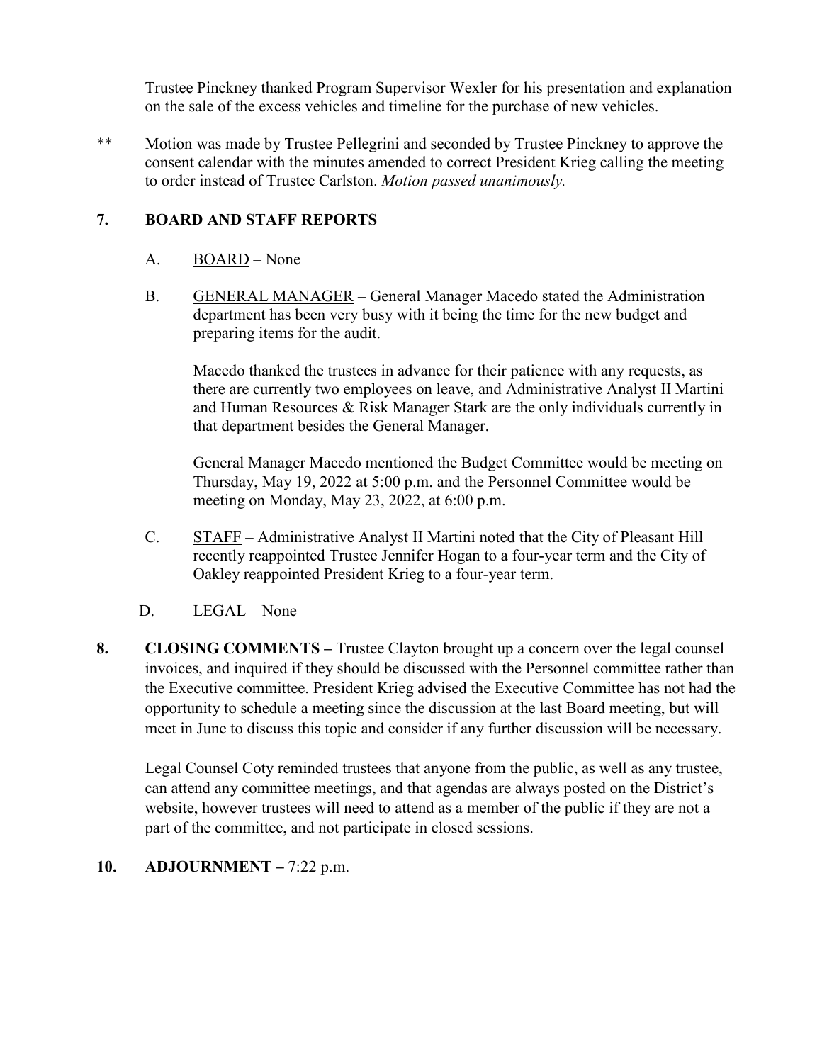Trustee Pinckney thanked Program Supervisor Wexler for his presentation and explanation on the sale of the excess vehicles and timeline for the purchase of new vehicles.

** Motion was made by Trustee Pellegrini and seconded by Trustee Pinckney to approve the consent calendar with the minutes amended to correct President Krieg calling the meeting to order instead of Trustee Carlston. *Motion passed unanimously.*

**7. BOARD AND STAFF REPORTS**

A. <u>BOARD</u> – None

B. <u>GENERAL MANAGER</u> – General Manager Macedo stated the Administration department has been very busy with it being the time for the new budget and preparing items for the audit.

Macedo thanked the trustees in advance for their patience with any requests, as there are currently two employees on leave, and Administrative Analyst II Martini and Human Resources & Risk Manager Stark are the only individuals currently in that department besides the General Manager.

General Manager Macedo mentioned the Budget Committee would be meeting on Thursday, May 19, 2022 at 5:00 p.m. and the Personnel Committee would be meeting on Monday, May 23, 2022, at 6:00 p.m.

C. <u>STAFF</u> – Administrative Analyst II Martini noted that the City of Pleasant Hill recently reappointed Trustee Jennifer Hogan to a four-year term and the City of Oakley reappointed President Krieg to a four-year term.

D. <u>LEGAL</u> – None

**8. CLOSING COMMENTS –** Trustee Clayton brought up a concern over the legal counsel invoices, and inquired if they should be discussed with the Personnel committee rather than the Executive committee. President Krieg advised the Executive Committee has not had the opportunity to schedule a meeting since the discussion at the last Board meeting, but will meet in June to discuss this topic and consider if any further discussion will be necessary.

Legal Counsel Coty reminded trustees that anyone from the public, as well as any trustee, can attend any committee meetings, and that agendas are always posted on the District's website, however trustees will need to attend as a member of the public if they are not a part of the committee, and not participate in closed sessions.

**10. ADJOURNMENT –** 7:22 p.m.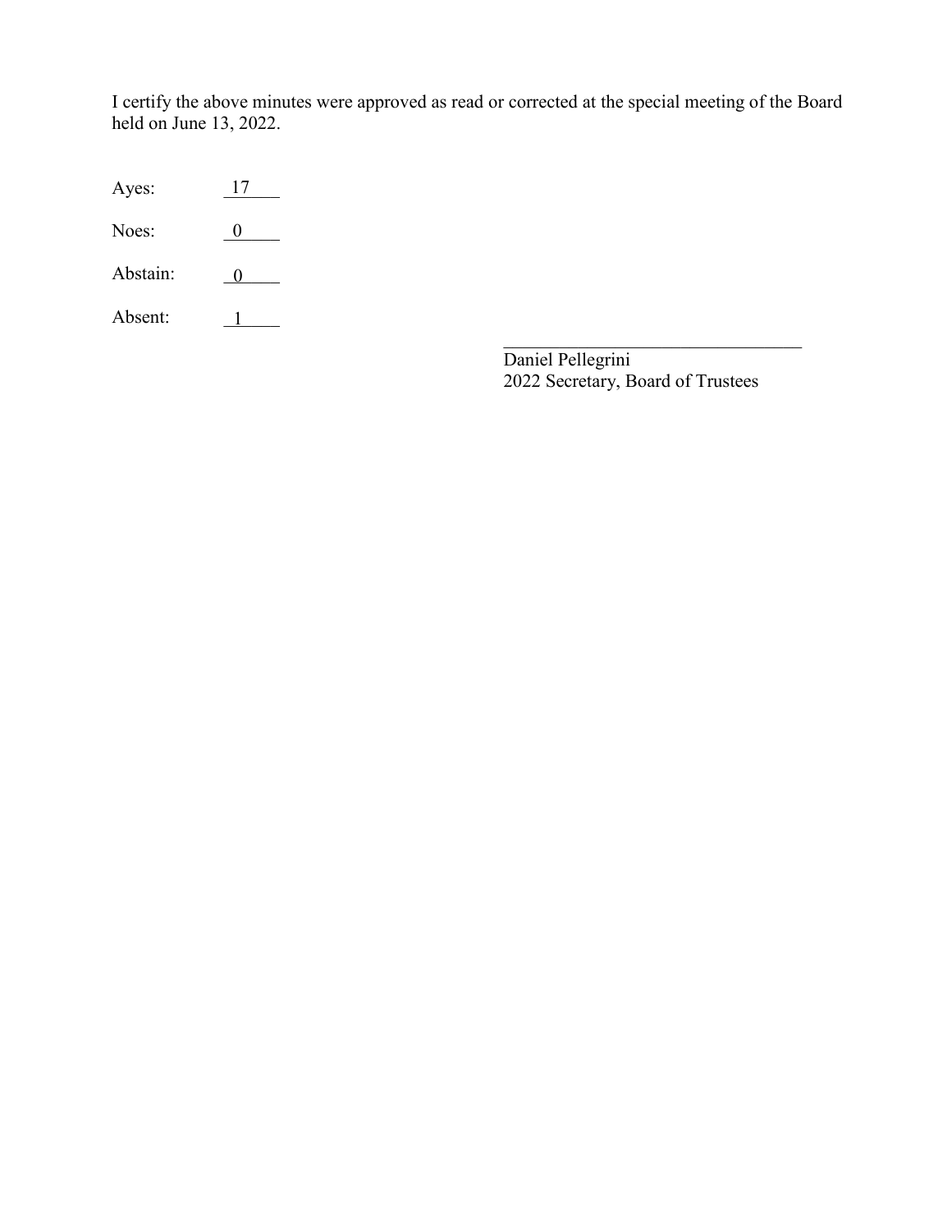I certify the above minutes were approved as read or corrected at the special meeting of the Board held on June 13, 2022.

Ayes: 17

Noes: 0

Abstain: 0

Absent: 1

Daniel Pellegrini
2022 Secretary, Board of Trustees